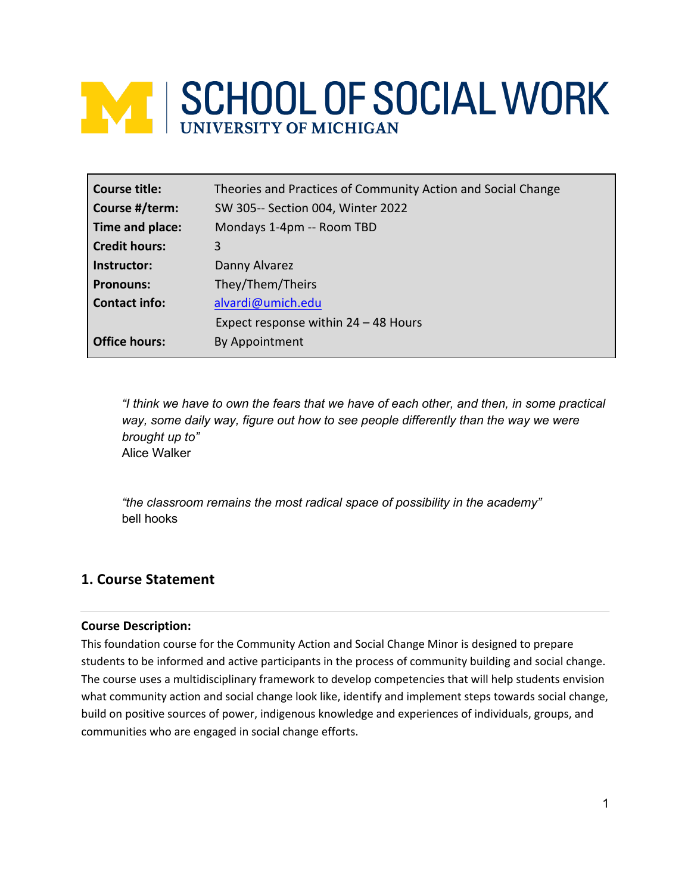# SCHOOL OF SOCIAL WORK
UNIVERSITY OF MICHIGAN

| | |
|---|---|
| **Course title:** | Theories and Practices of Community Action and Social Change |
| **Course #/term:** | SW 305-- Section 004, Winter 2022 |
| **Time and place:** | Mondays 1-4pm -- Room TBD |
| **Credit hours:** | 3 |
| **Instructor:** | Danny Alvarez |
| **Pronouns:** | They/Them/Theirs |
| **Contact info:** | alvardi@umich.edu |
| | Expect response within 24 – 48 Hours |
| **Office hours:** | By Appointment |

*"I think we have to own the fears that we have of each other, and then, in some practical way, some daily way, figure out how to see people differently than the way we were brought up to"*
Alice Walker

*"the classroom remains the most radical space of possibility in the academy"*
bell hooks

## 1. Course Statement

**Course Description:**

This foundation course for the Community Action and Social Change Minor is designed to prepare students to be informed and active participants in the process of community building and social change. The course uses a multidisciplinary framework to develop competencies that will help students envision what community action and social change look like, identify and implement steps towards social change, build on positive sources of power, indigenous knowledge and experiences of individuals, groups, and communities who are engaged in social change efforts.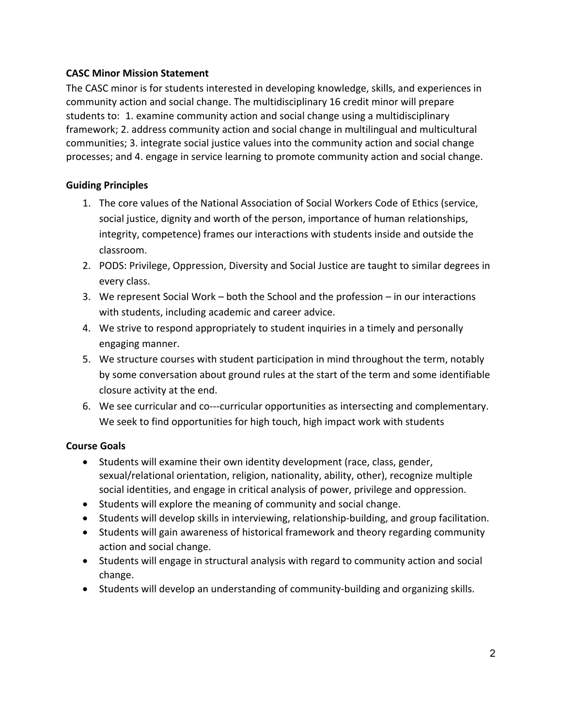**CASC Minor Mission Statement**

The CASC minor is for students interested in developing knowledge, skills, and experiences in community action and social change. The multidisciplinary 16 credit minor will prepare students to: 1. examine community action and social change using a multidisciplinary framework; 2. address community action and social change in multilingual and multicultural communities; 3. integrate social justice values into the community action and social change processes; and 4. engage in service learning to promote community action and social change.

**Guiding Principles**

1. The core values of the National Association of Social Workers Code of Ethics (service, social justice, dignity and worth of the person, importance of human relationships, integrity, competence) frames our interactions with students inside and outside the classroom.
2. PODS: Privilege, Oppression, Diversity and Social Justice are taught to similar degrees in every class.
3. We represent Social Work – both the School and the profession – in our interactions with students, including academic and career advice.
4. We strive to respond appropriately to student inquiries in a timely and personally engaging manner.
5. We structure courses with student participation in mind throughout the term, notably by some conversation about ground rules at the start of the term and some identifiable closure activity at the end.
6. We see curricular and co---curricular opportunities as intersecting and complementary. We seek to find opportunities for high touch, high impact work with students

**Course Goals**

- Students will examine their own identity development (race, class, gender, sexual/relational orientation, religion, nationality, ability, other), recognize multiple social identities, and engage in critical analysis of power, privilege and oppression.
- Students will explore the meaning of community and social change.
- Students will develop skills in interviewing, relationship-building, and group facilitation.
- Students will gain awareness of historical framework and theory regarding community action and social change.
- Students will engage in structural analysis with regard to community action and social change.
- Students will develop an understanding of community-building and organizing skills.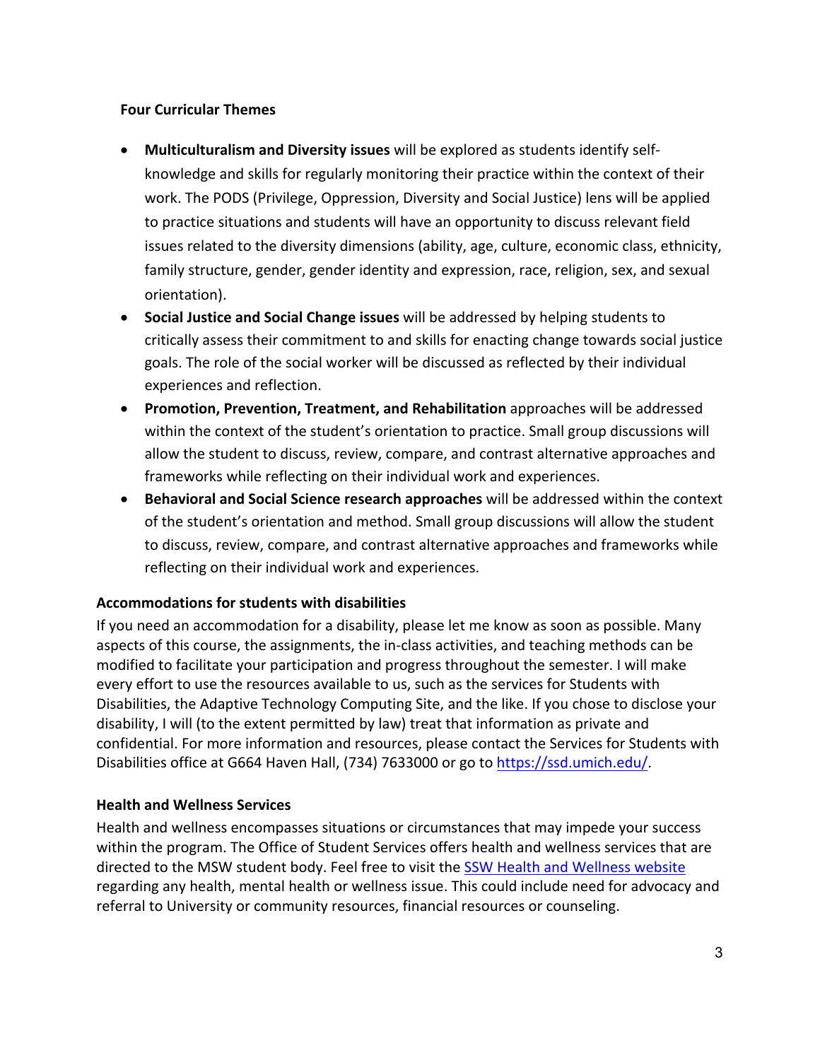**Four Curricular Themes**

- **Multiculturalism and Diversity issues** will be explored as students identify self-knowledge and skills for regularly monitoring their practice within the context of their work. The PODS (Privilege, Oppression, Diversity and Social Justice) lens will be applied to practice situations and students will have an opportunity to discuss relevant field issues related to the diversity dimensions (ability, age, culture, economic class, ethnicity, family structure, gender, gender identity and expression, race, religion, sex, and sexual orientation).
- **Social Justice and Social Change issues** will be addressed by helping students to critically assess their commitment to and skills for enacting change towards social justice goals. The role of the social worker will be discussed as reflected by their individual experiences and reflection.
- **Promotion, Prevention, Treatment, and Rehabilitation** approaches will be addressed within the context of the student's orientation to practice. Small group discussions will allow the student to discuss, review, compare, and contrast alternative approaches and frameworks while reflecting on their individual work and experiences.
- **Behavioral and Social Science research approaches** will be addressed within the context of the student's orientation and method. Small group discussions will allow the student to discuss, review, compare, and contrast alternative approaches and frameworks while reflecting on their individual work and experiences.

**Accommodations for students with disabilities**

If you need an accommodation for a disability, please let me know as soon as possible. Many aspects of this course, the assignments, the in-class activities, and teaching methods can be modified to facilitate your participation and progress throughout the semester. I will make every effort to use the resources available to us, such as the services for Students with Disabilities, the Adaptive Technology Computing Site, and the like. If you chose to disclose your disability, I will (to the extent permitted by law) treat that information as private and confidential. For more information and resources, please contact the Services for Students with Disabilities office at G664 Haven Hall, (734) 7633000 or go to [https://ssd.umich.edu/](https://ssd.umich.edu/).

**Health and Wellness Services**

Health and wellness encompasses situations or circumstances that may impede your success within the program. The Office of Student Services offers health and wellness services that are directed to the MSW student body. Feel free to visit the SSW Health and Wellness website regarding any health, mental health or wellness issue. This could include need for advocacy and referral to University or community resources, financial resources or counseling.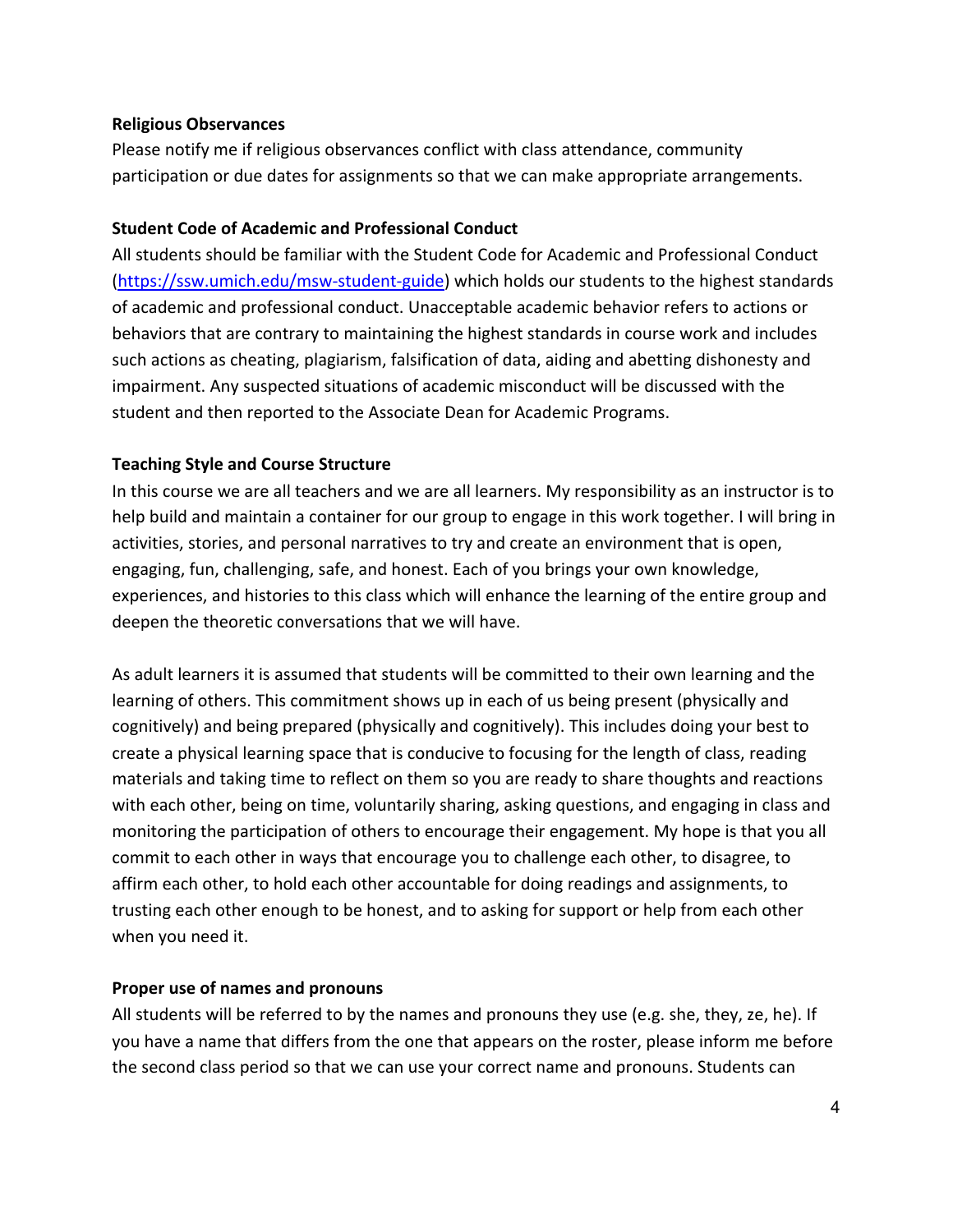**Religious Observances**

Please notify me if religious observances conflict with class attendance, community participation or due dates for assignments so that we can make appropriate arrangements.

**Student Code of Academic and Professional Conduct**

All students should be familiar with the Student Code for Academic and Professional Conduct (https://ssw.umich.edu/msw-student-guide) which holds our students to the highest standards of academic and professional conduct. Unacceptable academic behavior refers to actions or behaviors that are contrary to maintaining the highest standards in course work and includes such actions as cheating, plagiarism, falsification of data, aiding and abetting dishonesty and impairment. Any suspected situations of academic misconduct will be discussed with the student and then reported to the Associate Dean for Academic Programs.

**Teaching Style and Course Structure**

In this course we are all teachers and we are all learners. My responsibility as an instructor is to help build and maintain a container for our group to engage in this work together. I will bring in activities, stories, and personal narratives to try and create an environment that is open, engaging, fun, challenging, safe, and honest. Each of you brings your own knowledge, experiences, and histories to this class which will enhance the learning of the entire group and deepen the theoretic conversations that we will have.

As adult learners it is assumed that students will be committed to their own learning and the learning of others. This commitment shows up in each of us being present (physically and cognitively) and being prepared (physically and cognitively). This includes doing your best to create a physical learning space that is conducive to focusing for the length of class, reading materials and taking time to reflect on them so you are ready to share thoughts and reactions with each other, being on time, voluntarily sharing, asking questions, and engaging in class and monitoring the participation of others to encourage their engagement. My hope is that you all commit to each other in ways that encourage you to challenge each other, to disagree, to affirm each other, to hold each other accountable for doing readings and assignments, to trusting each other enough to be honest, and to asking for support or help from each other when you need it.

**Proper use of names and pronouns**

All students will be referred to by the names and pronouns they use (e.g. she, they, ze, he). If you have a name that differs from the one that appears on the roster, please inform me before the second class period so that we can use your correct name and pronouns. Students can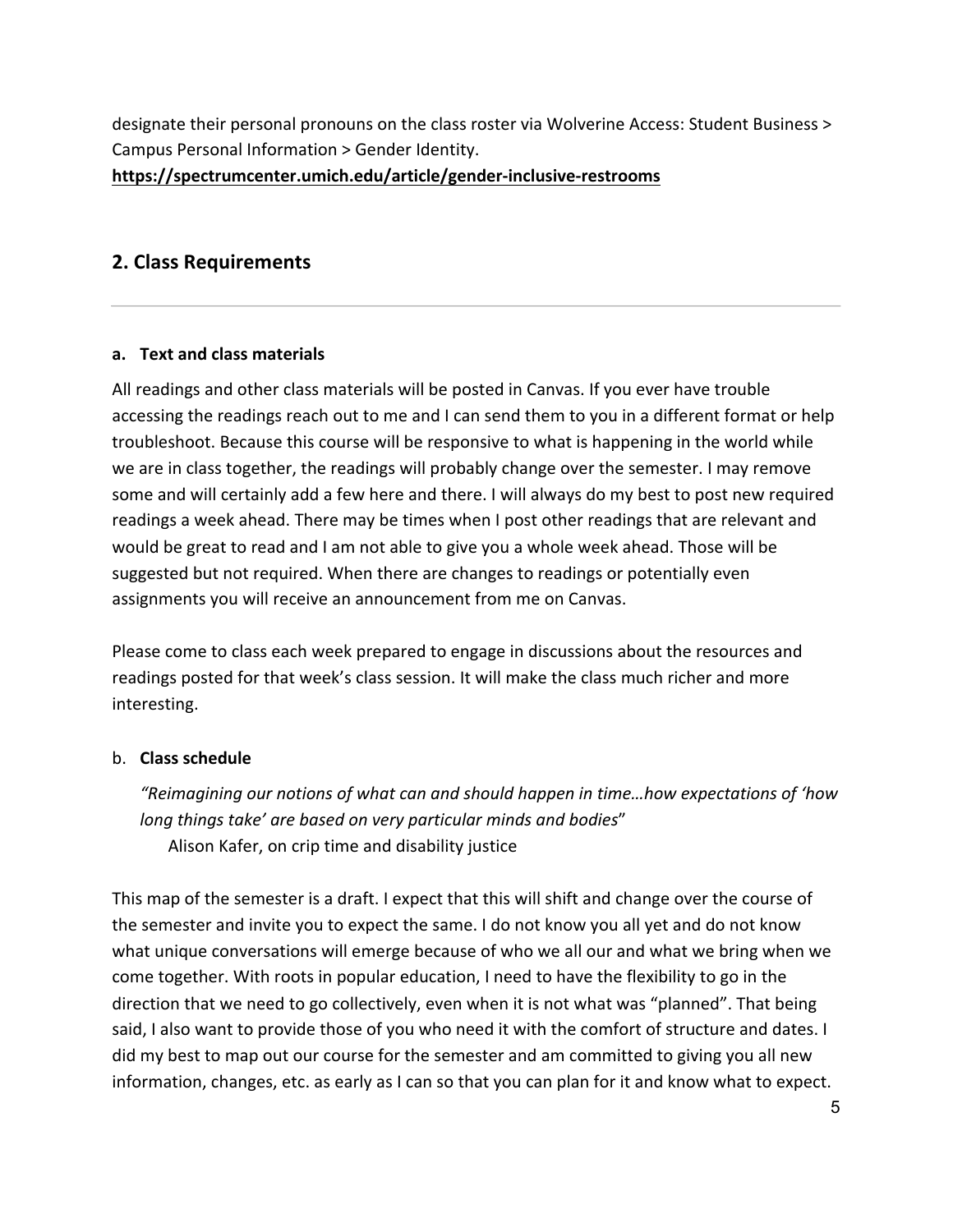designate their personal pronouns on the class roster via Wolverine Access: Student Business > Campus Personal Information > Gender Identity.

**https://spectrumcenter.umich.edu/article/gender-inclusive-restrooms**

## 2. Class Requirements

---

### a. Text and class materials

All readings and other class materials will be posted in Canvas. If you ever have trouble accessing the readings reach out to me and I can send them to you in a different format or help troubleshoot. Because this course will be responsive to what is happening in the world while we are in class together, the readings will probably change over the semester. I may remove some and will certainly add a few here and there. I will always do my best to post new required readings a week ahead. There may be times when I post other readings that are relevant and would be great to read and I am not able to give you a whole week ahead. Those will be suggested but not required. When there are changes to readings or potentially even assignments you will receive an announcement from me on Canvas.

Please come to class each week prepared to engage in discussions about the resources and readings posted for that week's class session. It will make the class much richer and more interesting.

### b. Class schedule

> *"Reimagining our notions of what can and should happen in time…how expectations of 'how long things take' are based on very particular minds and bodies"*
> Alison Kafer, on crip time and disability justice

This map of the semester is a draft. I expect that this will shift and change over the course of the semester and invite you to expect the same. I do not know you all yet and do not know what unique conversations will emerge because of who we all our and what we bring when we come together. With roots in popular education, I need to have the flexibility to go in the direction that we need to go collectively, even when it is not what was "planned". That being said, I also want to provide those of you who need it with the comfort of structure and dates. I did my best to map out our course for the semester and am committed to giving you all new information, changes, etc. as early as I can so that you can plan for it and know what to expect.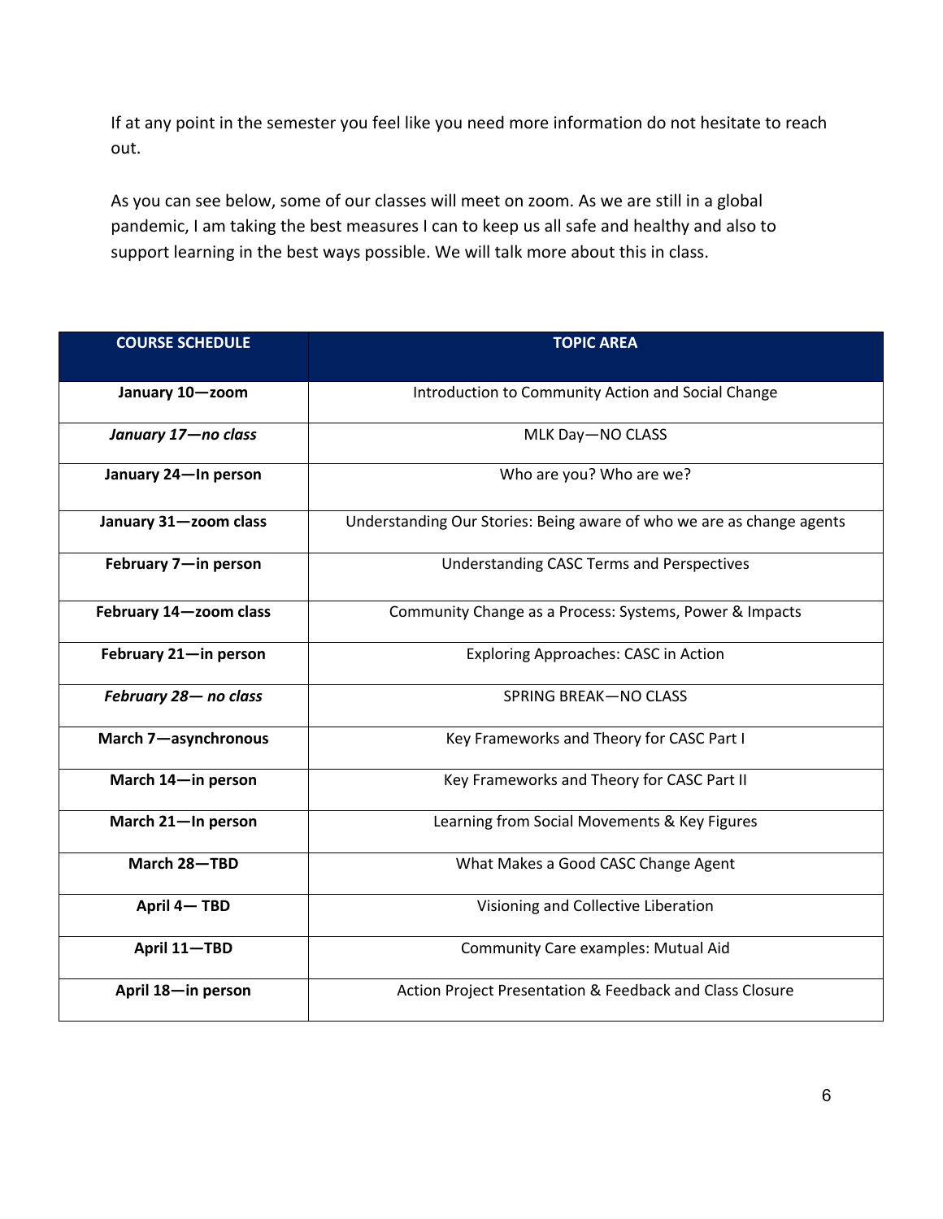If at any point in the semester you feel like you need more information do not hesitate to reach out.

As you can see below, some of our classes will meet on zoom. As we are still in a global pandemic, I am taking the best measures I can to keep us all safe and healthy and also to support learning in the best ways possible. We will talk more about this in class.

| COURSE SCHEDULE | TOPIC AREA |
|---|---|
| **January 10—zoom** | Introduction to Community Action and Social Change |
| ***January 17—no class*** | MLK Day—NO CLASS |
| **January 24—In person** | Who are you? Who are we? |
| **January 31—zoom class** | Understanding Our Stories: Being aware of who we are as change agents |
| **February 7—in person** | Understanding CASC Terms and Perspectives |
| **February 14—zoom class** | Community Change as a Process: Systems, Power & Impacts |
| **February 21—in person** | Exploring Approaches: CASC in Action |
| ***February 28— no class*** | SPRING BREAK—NO CLASS |
| **March 7—asynchronous** | Key Frameworks and Theory for CASC Part I |
| **March 14—in person** | Key Frameworks and Theory for CASC Part II |
| **March 21—In person** | Learning from Social Movements & Key Figures |
| **March 28—TBD** | What Makes a Good CASC Change Agent |
| **April 4— TBD** | Visioning and Collective Liberation |
| **April 11—TBD** | Community Care examples: Mutual Aid |
| **April 18—in person** | Action Project Presentation & Feedback and Class Closure |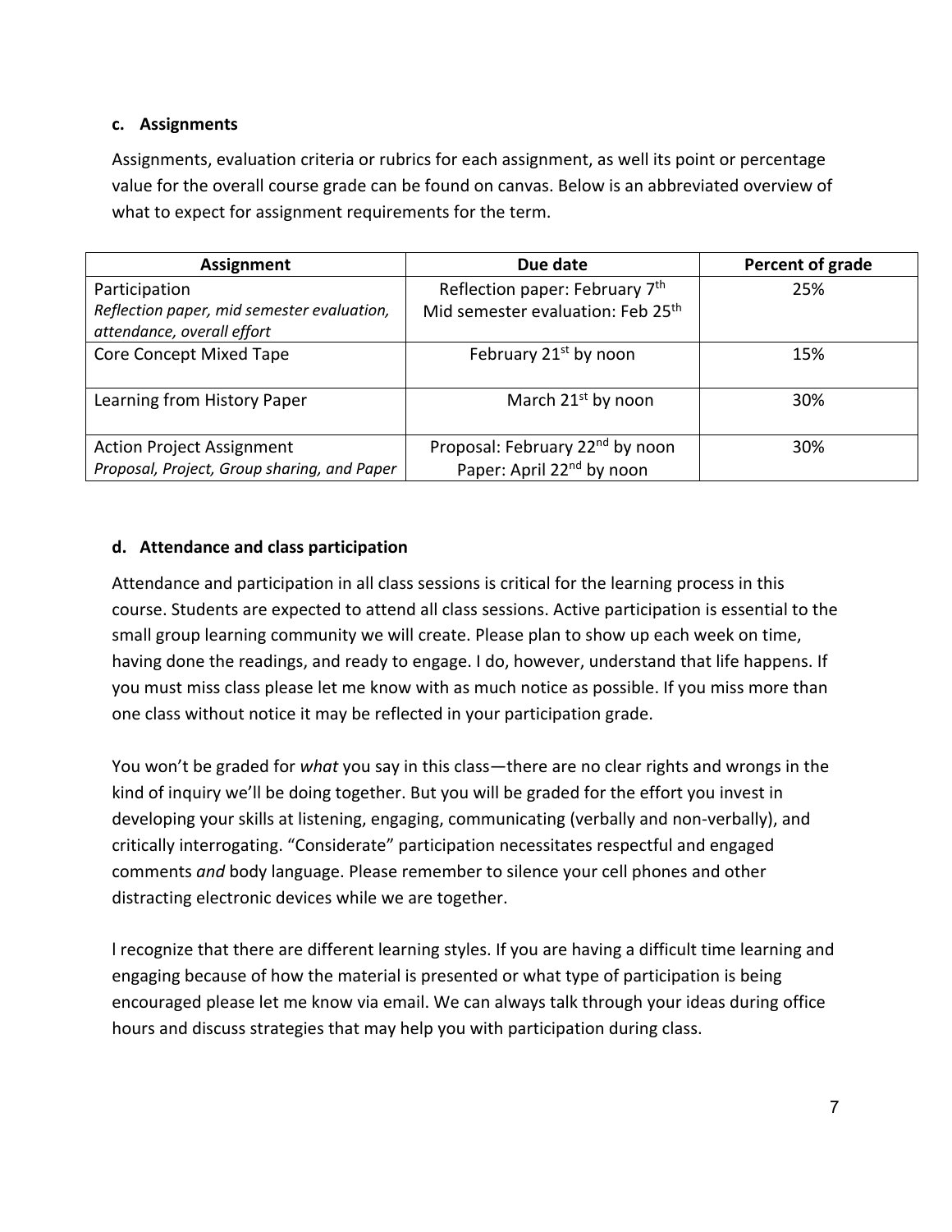#### c. Assignments

Assignments, evaluation criteria or rubrics for each assignment, as well its point or percentage value for the overall course grade can be found on canvas. Below is an abbreviated overview of what to expect for assignment requirements for the term.

| Assignment | Due date | Percent of grade |
| --- | --- | --- |
| Participation<br>*Reflection paper, mid semester evaluation, attendance, overall effort* | Reflection paper: February 7th<br>Mid semester evaluation: Feb 25th | 25% |
| Core Concept Mixed Tape | February 21st by noon | 15% |
| Learning from History Paper | March 21st by noon | 30% |
| Action Project Assignment<br>*Proposal, Project, Group sharing, and Paper* | Proposal: February 22nd by noon<br>Paper: April 22nd by noon | 30% |

#### d. Attendance and class participation

Attendance and participation in all class sessions is critical for the learning process in this course. Students are expected to attend all class sessions. Active participation is essential to the small group learning community we will create. Please plan to show up each week on time, having done the readings, and ready to engage. I do, however, understand that life happens. If you must miss class please let me know with as much notice as possible. If you miss more than one class without notice it may be reflected in your participation grade.

You won't be graded for *what* you say in this class—there are no clear rights and wrongs in the kind of inquiry we'll be doing together. But you will be graded for the effort you invest in developing your skills at listening, engaging, communicating (verbally and non-verbally), and critically interrogating. "Considerate" participation necessitates respectful and engaged comments *and* body language. Please remember to silence your cell phones and other distracting electronic devices while we are together.

I recognize that there are different learning styles. If you are having a difficult time learning and engaging because of how the material is presented or what type of participation is being encouraged please let me know via email. We can always talk through your ideas during office hours and discuss strategies that may help you with participation during class.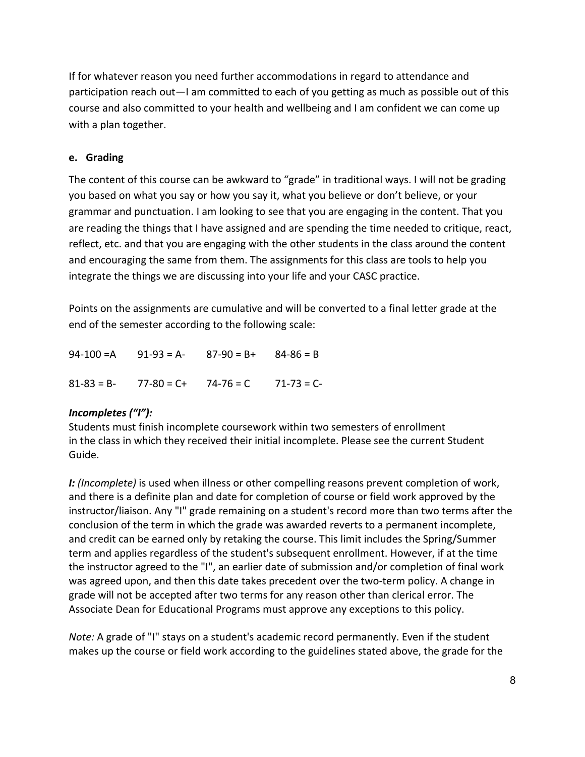If for whatever reason you need further accommodations in regard to attendance and participation reach out—I am committed to each of you getting as much as possible out of this course and also committed to your health and wellbeing and I am confident we can come up with a plan together.

### e. Grading

The content of this course can be awkward to "grade" in traditional ways. I will not be grading you based on what you say or how you say it, what you believe or don't believe, or your grammar and punctuation. I am looking to see that you are engaging in the content. That you are reading the things that I have assigned and are spending the time needed to critique, react, reflect, etc. and that you are engaging with the other students in the class around the content and encouraging the same from them. The assignments for this class are tools to help you integrate the things we are discussing into your life and your CASC practice.

Points on the assignments are cumulative and will be converted to a final letter grade at the end of the semester according to the following scale:

94-100 =A    91-93 = A-    87-90 = B+    84-86 = B

81-83 = B-    77-80 = C+    74-76 = C    71-73 = C-

***Incompletes ("I"):***
Students must finish incomplete coursework within two semesters of enrollment in the class in which they received their initial incomplete. Please see the current Student Guide.

***I:*** *(Incomplete)* is used when illness or other compelling reasons prevent completion of work, and there is a definite plan and date for completion of course or field work approved by the instructor/liaison. Any "I" grade remaining on a student's record more than two terms after the conclusion of the term in which the grade was awarded reverts to a permanent incomplete, and credit can be earned only by retaking the course. This limit includes the Spring/Summer term and applies regardless of the student's subsequent enrollment. However, if at the time the instructor agreed to the "I", an earlier date of submission and/or completion of final work was agreed upon, and then this date takes precedent over the two-term policy. A change in grade will not be accepted after two terms for any reason other than clerical error. The Associate Dean for Educational Programs must approve any exceptions to this policy.

*Note:* A grade of "I" stays on a student's academic record permanently. Even if the student makes up the course or field work according to the guidelines stated above, the grade for the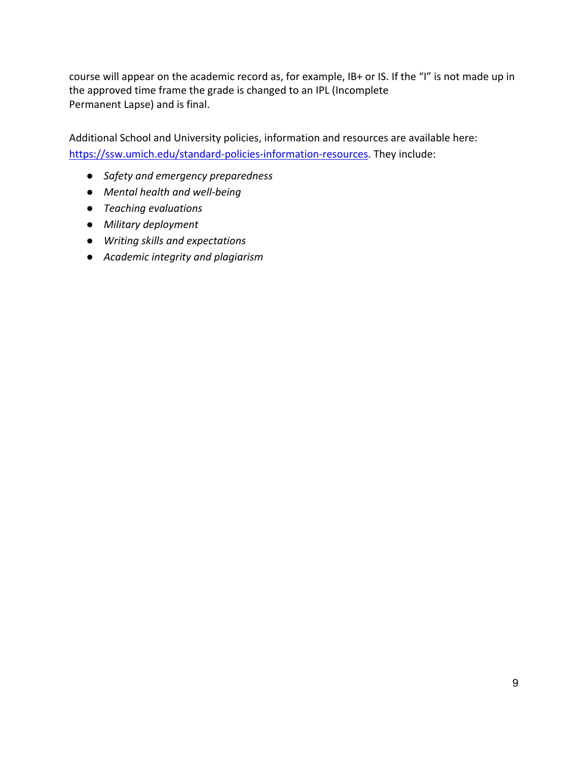course will appear on the academic record as, for example, IB+ or IS. If the "I" is not made up in the approved time frame the grade is changed to an IPL (Incomplete Permanent Lapse) and is final.

Additional School and University policies, information and resources are available here: [https://ssw.umich.edu/standard-policies-information-resources](https://ssw.umich.edu/standard-policies-information-resources). They include:

- *Safety and emergency preparedness*
- *Mental health and well-being*
- *Teaching evaluations*
- *Military deployment*
- *Writing skills and expectations*
- *Academic integrity and plagiarism*